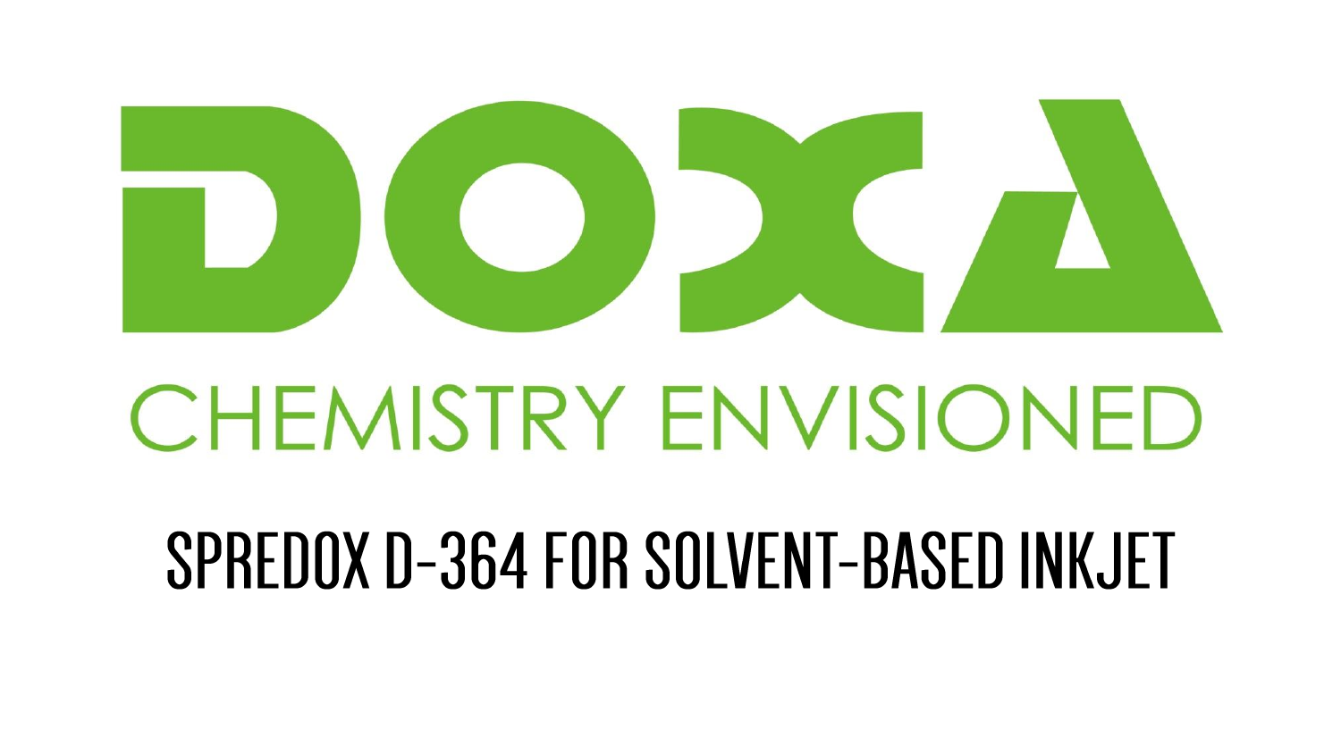DOXA

CHEMISTRY ENVISIONED

# SPREDOX D-364 FOR SOLVENT-BASED INKJET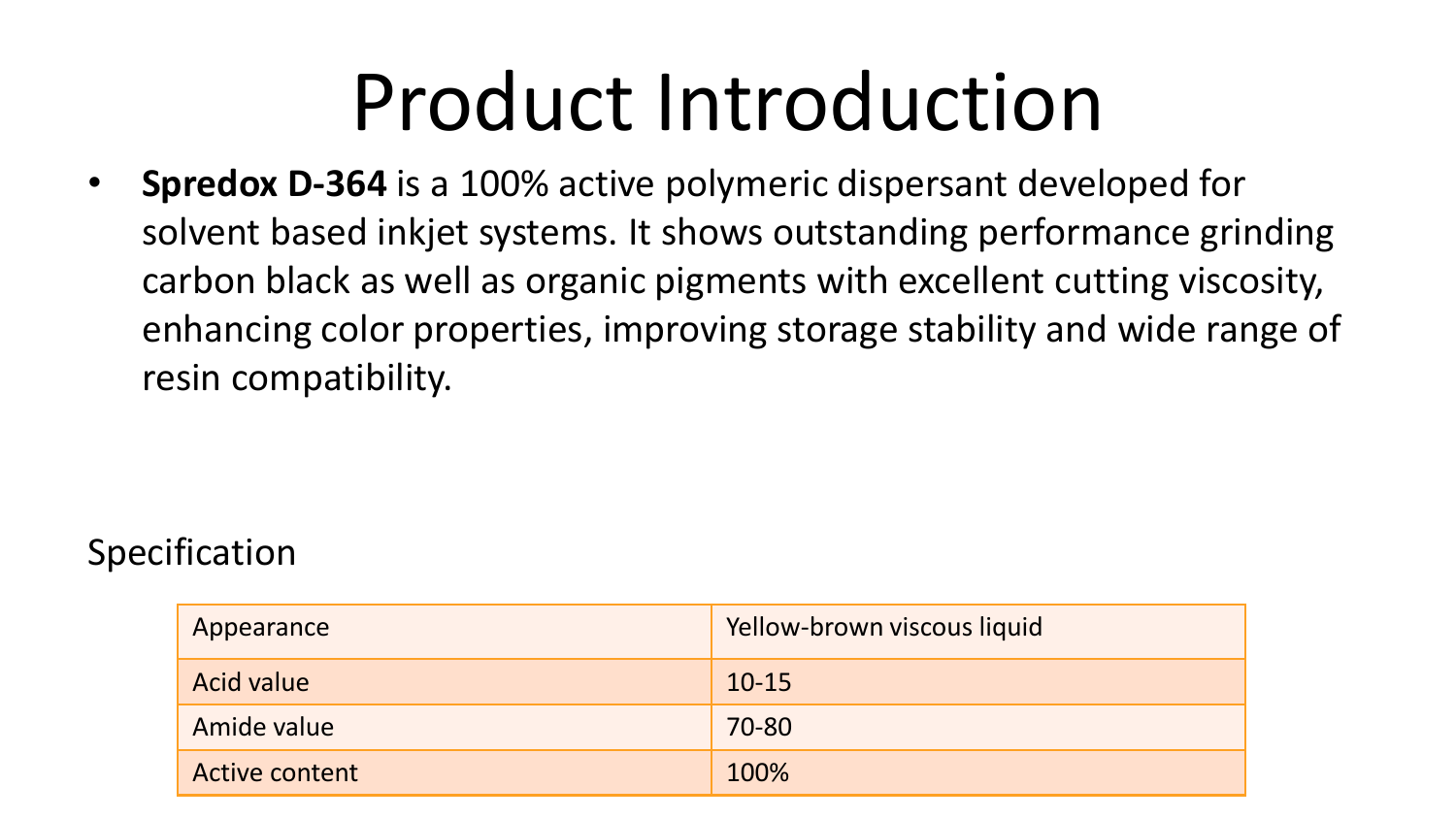# Product Introduction

- **Spredox D-364** is a 100% active polymeric dispersant developed for solvent based inkjet systems. It shows outstanding performance grinding carbon black as well as organic pigments with excellent cutting viscosity, enhancing color properties, improving storage stability and wide range of resin compatibility.

## Specification

| | |
|---|---|
| Appearance | Yellow-brown viscous liquid |
| Acid value | 10-15 |
| Amide value | 70-80 |
| Active content | 100% |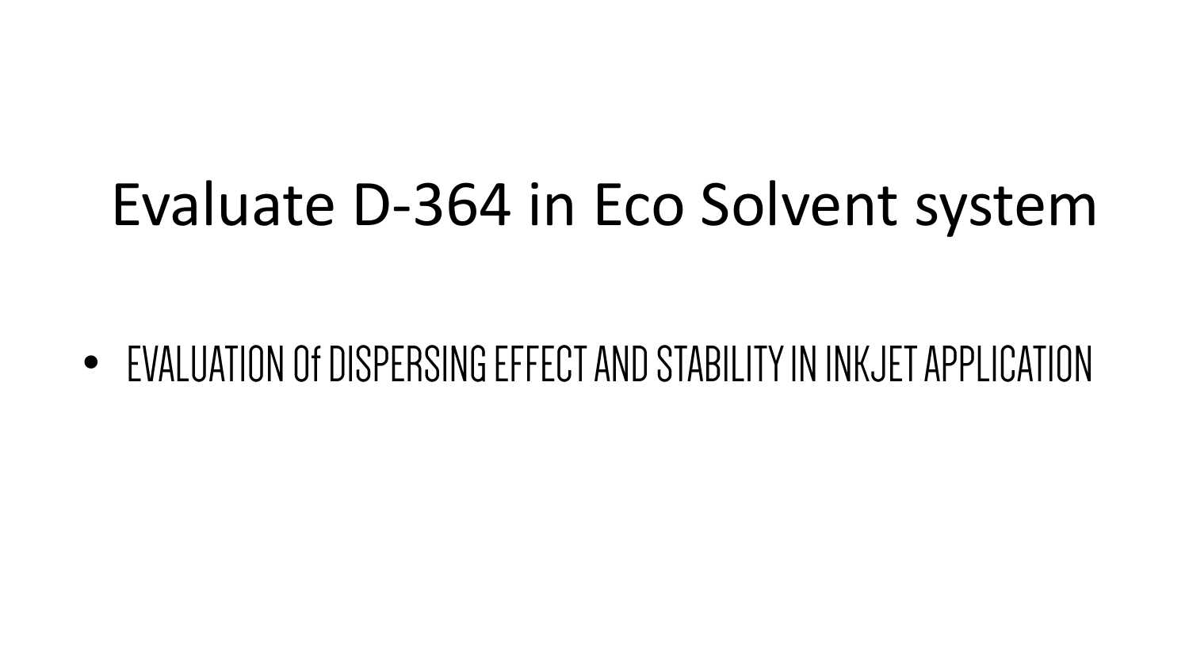# Evaluate D-364 in Eco Solvent system

- EVALUATION Of DISPERSING EFFECT AND STABILITY IN INKJET APPLICATION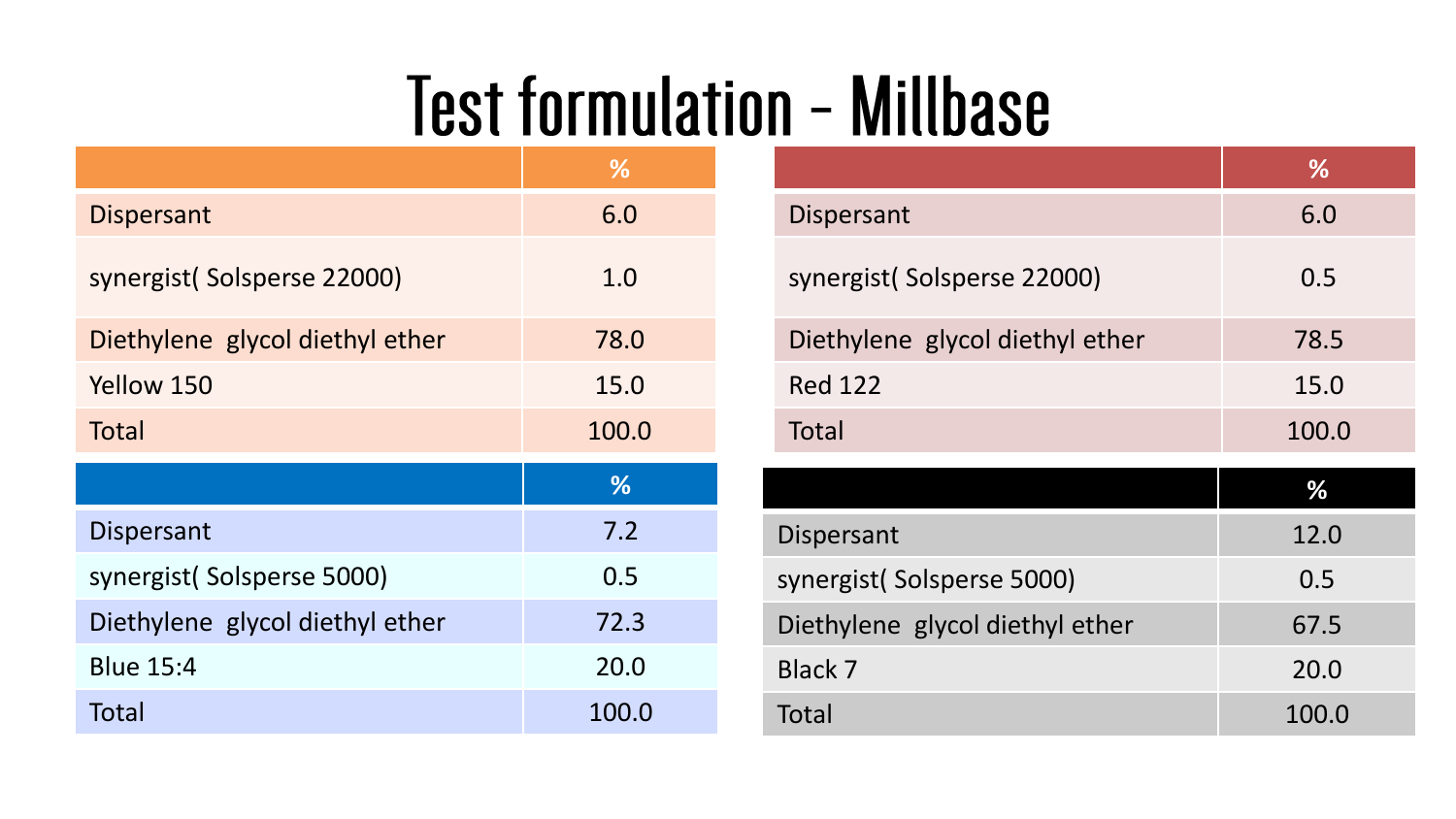# Test formulation – Millbase

| | % |
|---|---|
| Dispersant | 6.0 |
| synergist( Solsperse 22000) | 1.0 |
| Diethylene  glycol diethyl ether | 78.0 |
| Yellow 150 | 15.0 |
| Total | 100.0 |

| | % |
|---|---|
| Dispersant | 6.0 |
| synergist( Solsperse 22000) | 0.5 |
| Diethylene  glycol diethyl ether | 78.5 |
| Red 122 | 15.0 |
| Total | 100.0 |

| | % |
|---|---|
| Dispersant | 7.2 |
| synergist( Solsperse 5000) | 0.5 |
| Diethylene  glycol diethyl ether | 72.3 |
| Blue 15:4 | 20.0 |
| Total | 100.0 |

| | % |
|---|---|
| Dispersant | 12.0 |
| synergist( Solsperse 5000) | 0.5 |
| Diethylene  glycol diethyl ether | 67.5 |
| Black 7 | 20.0 |
| Total | 100.0 |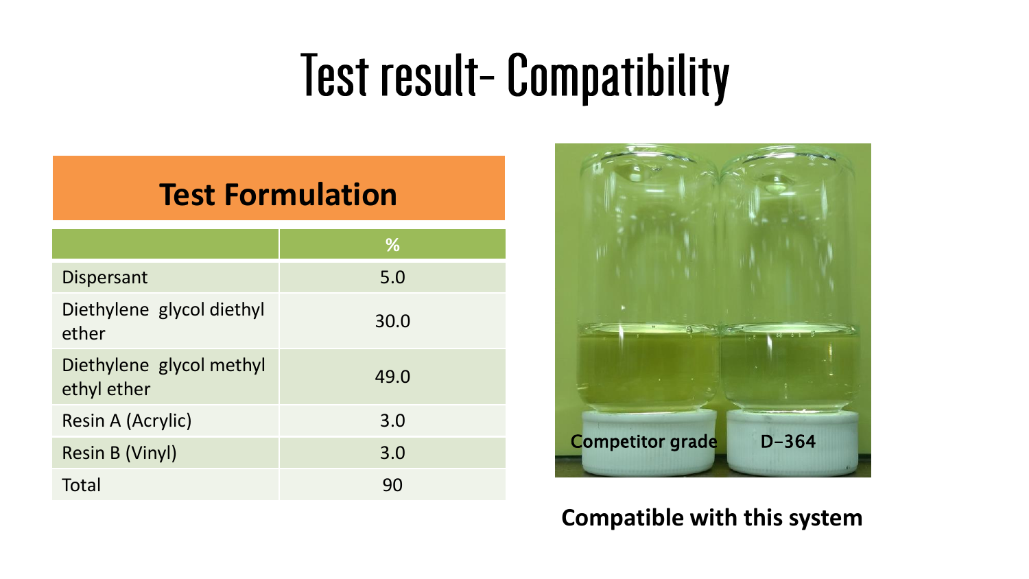# Test result- Compatibility

**Test Formulation**

| | % |
|---|---|
| Dispersant | 5.0 |
| Diethylene glycol diethyl ether | 30.0 |
| Diethylene glycol methyl ethyl ether | 49.0 |
| Resin A (Acrylic) | 3.0 |
| Resin B (Vinyl) | 3.0 |
| Total | 90 |

Competitor grade

D-364

**Compatible with this system**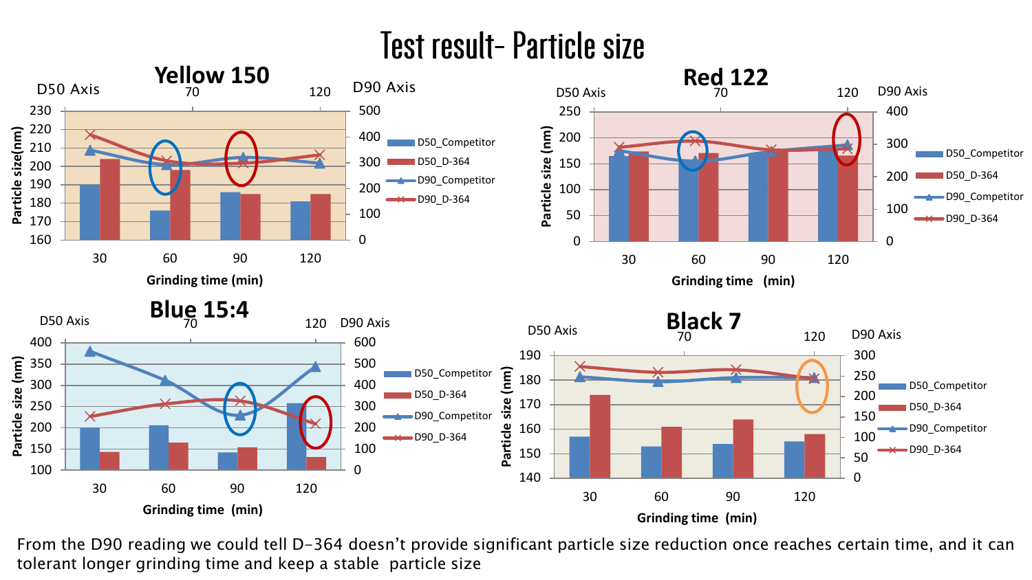# Test result- Particle size

**Yellow 150**

D50 Axis
D90 Axis
70
120
Particle size(nm)
230
220
210
200
190
180
170
160
500
400
300
200
100
0
30
60
90
120
Grinding time (min)
D50_Competitor
D50_D-364
D90_Competitor
D90_D-364

**Red 122**

D50 Axis
D90 Axis
70
120
Particle size (nm)
250
200
150
100
50
0
400
300
200
100
0
30
60
90
120
Grinding time (min)
D50_Competitor
D50_D-364
D90_Competitor
D90_D-364

**Blue 15:4**

D50 Axis
D90 Axis
70
120
Particle size (nm)
400
350
300
250
200
150
100
600
500
400
300
200
100
0
30
60
90
120
Grinding time (min)
D50_Competitor
D50_D-364
D90_Competitor
D90_D-364

**Black 7**

D50 Axis
D90 Axis
70
120
Particle size (nm)
190
180
170
160
150
140
300
250
200
150
100
50
0
30
60
90
120
Grinding time (min)
D50_Competitor
D50_D-364
D90_Competitor
D90_D-364

From the D90 reading we could tell D-364 doesn't provide significant particle size reduction once reaches certain time, and it can tolerant longer grinding time and keep a stable particle size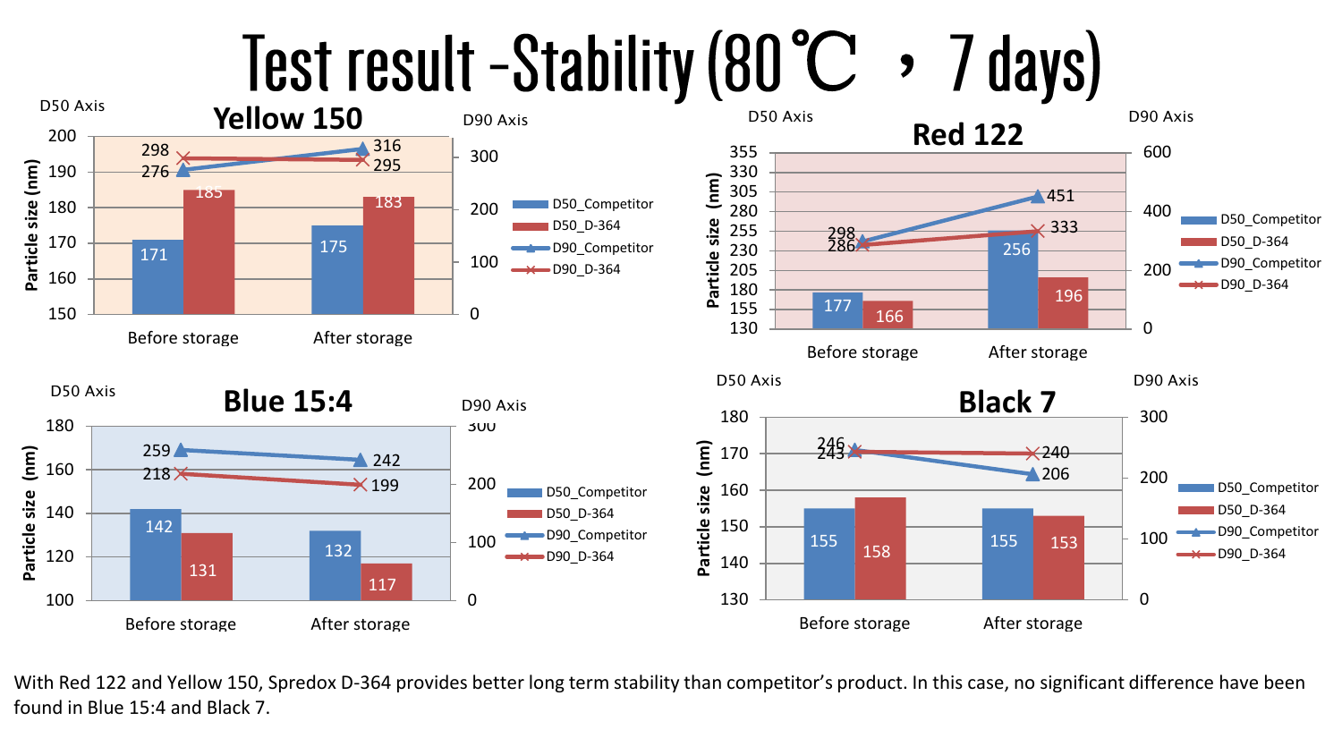# Test result -Stability (80℃ , 7 days)

## Yellow 150

D50 Axis
D90 Axis
Particle size (nm)
200
190
180
170
160
150
300
200
100
0
298
276
316
295
185
183
171
175
Before storage
After storage
D50_Competitor
D50_D-364
D90_Competitor
D90_D-364

## Red 122

D50 Axis
D90 Axis
Particle size (nm)
355
330
305
280
255
230
205
180
155
130
600
400
200
0
298
286
451
333
177
166
256
196
Before storage
After storage
D50_Competitor
D50_D-364
D90_Competitor
D90_D-364

## Blue 15:4

D50 Axis
D90 Axis
Particle size (nm)
180
160
140
120
100
300
200
100
0
259
218
242
199
142
131
132
117
Before storage
After storage
D50_Competitor
D50_D-364
D90_Competitor
D90_D-364

## Black 7

D50 Axis
D90 Axis
Particle size (nm)
180
170
160
150
140
130
300
200
100
0
246
243
240
206
155
158
155
153
Before storage
After storage
D50_Competitor
D50_D-364
D90_Competitor
D90_D-364

With Red 122 and Yellow 150, Spredox D-364 provides better long term stability than competitor's product. In this case, no significant difference have been found in Blue 15:4 and Black 7.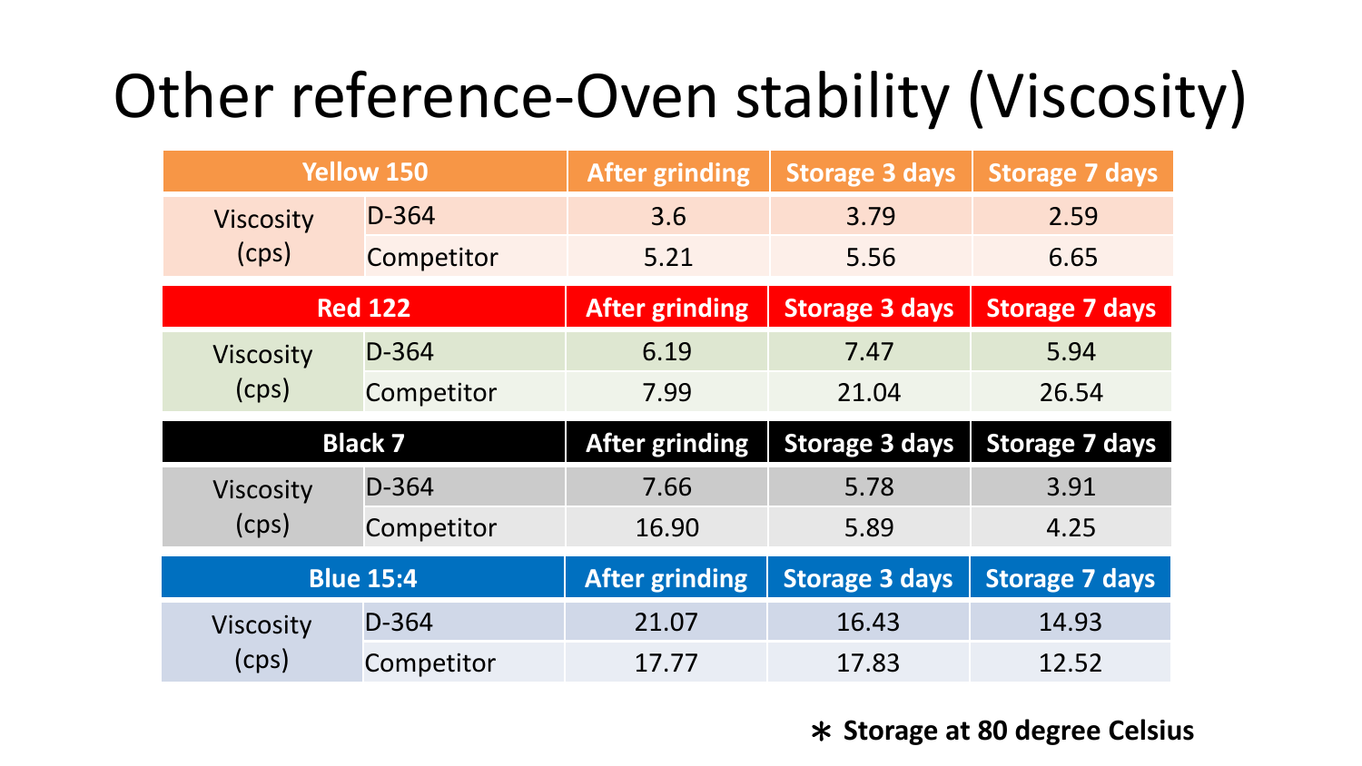# Other reference-Oven stability (Viscosity)

| Yellow 150 | | After grinding | Storage 3 days | Storage 7 days |
|---|---|---|---|---|
| Viscosity (cps) | D-364 | 3.6 | 3.79 | 2.59 |
| | Competitor | 5.21 | 5.56 | 6.65 |
| **Red 122** | | **After grinding** | **Storage 3 days** | **Storage 7 days** |
| Viscosity (cps) | D-364 | 6.19 | 7.47 | 5.94 |
| | Competitor | 7.99 | 21.04 | 26.54 |
| **Black 7** | | **After grinding** | **Storage 3 days** | **Storage 7 days** |
| Viscosity (cps) | D-364 | 7.66 | 5.78 | 3.91 |
| | Competitor | 16.90 | 5.89 | 4.25 |
| **Blue 15:4** | | **After grinding** | **Storage 3 days** | **Storage 7 days** |
| Viscosity (cps) | D-364 | 21.07 | 16.43 | 14.93 |
| | Competitor | 17.77 | 17.83 | 12.52 |

**∗ Storage at 80 degree Celsius**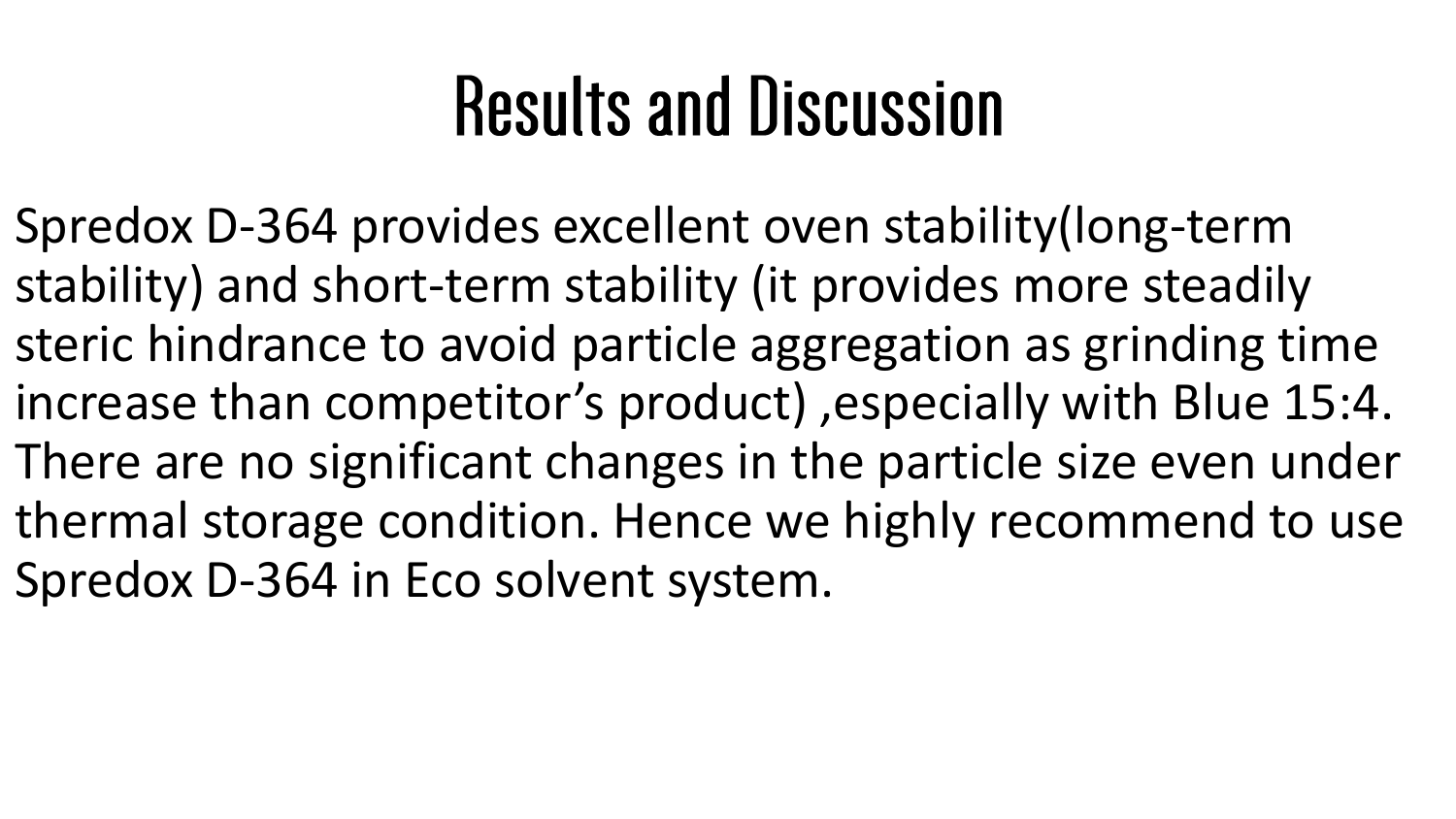# Results and Discussion

Spredox D-364 provides excellent oven stability(long-term stability) and short-term stability (it provides more steadily steric hindrance to avoid particle aggregation as grinding time increase than competitor's product) ,especially with Blue 15:4. There are no significant changes in the particle size even under thermal storage condition. Hence we highly recommend to use Spredox D-364 in Eco solvent system.